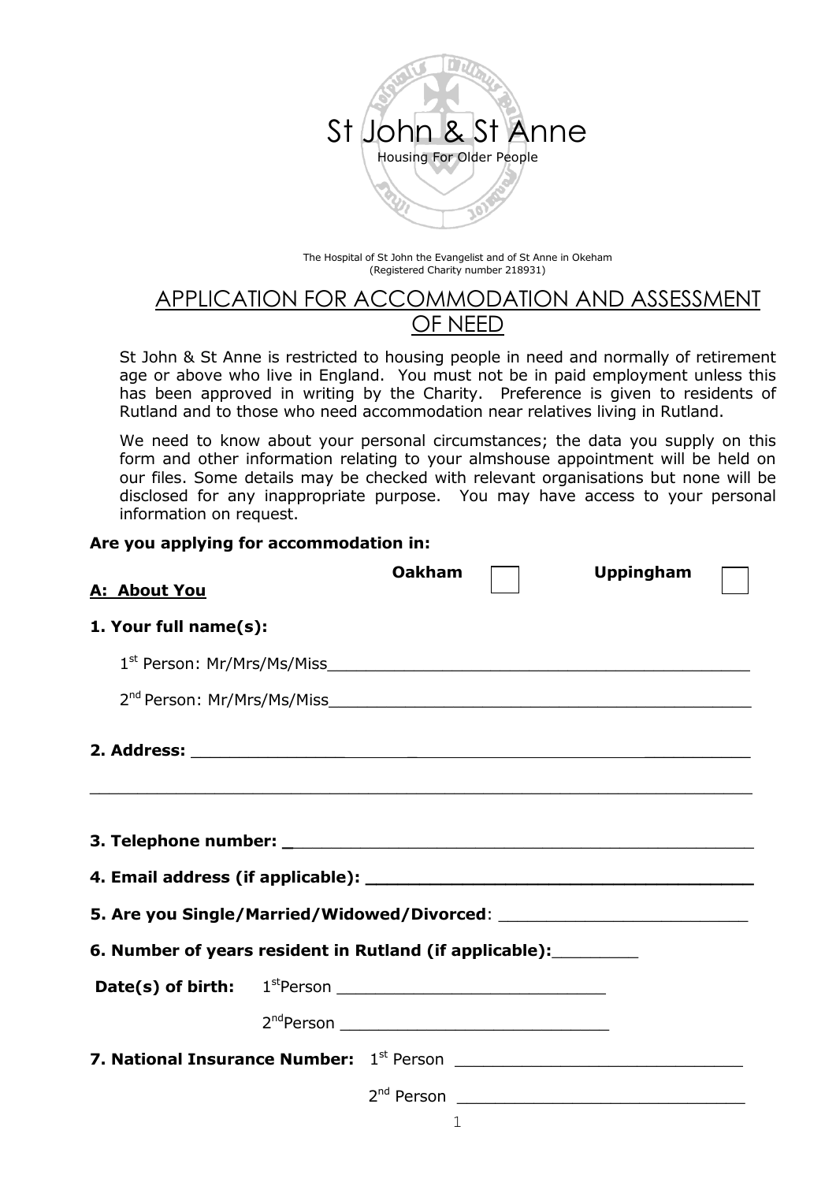# St John & St Anne

Housing For Older People

The Hospital of St John the Evangelist and of St Anne in Okeham
(Registered Charity number 218931)

## APPLICATION FOR ACCOMMODATION AND ASSESSMENT OF NEED

St John & St Anne is restricted to housing people in need and normally of retirement age or above who live in England. You must not be in paid employment unless this has been approved in writing by the Charity. Preference is given to residents of Rutland and to those who need accommodation near relatives living in Rutland.

We need to know about your personal circumstances; the data you supply on this form and other information relating to your almshouse appointment will be held on our files. Some details may be checked with relevant organisations but none will be disclosed for any inappropriate purpose. You may have access to your personal information on request.

**Are you applying for accommodation in:**

**Oakham** ☐ **Uppingham** ☐

**A: About You**

**1. Your full name(s):**

1st Person: Mr/Mrs/Ms/Miss____________________________________________

2nd Person: Mr/Mrs/Ms/Miss____________________________________________

**2. Address:** ______________________________________________________

________________________________________________________________

**3. Telephone number:** ________________________________________________

**4. Email address (if applicable):** ______________________________________

**5. Are you Single/Married/Widowed/Divorced**: ________________________

**6. Number of years resident in Rutland (if applicable):**________

**Date(s) of birth:** 1st Person ___________________________

2nd Person ___________________________

**7. National Insurance Number:** 1st Person ____________________________

2nd Person ____________________________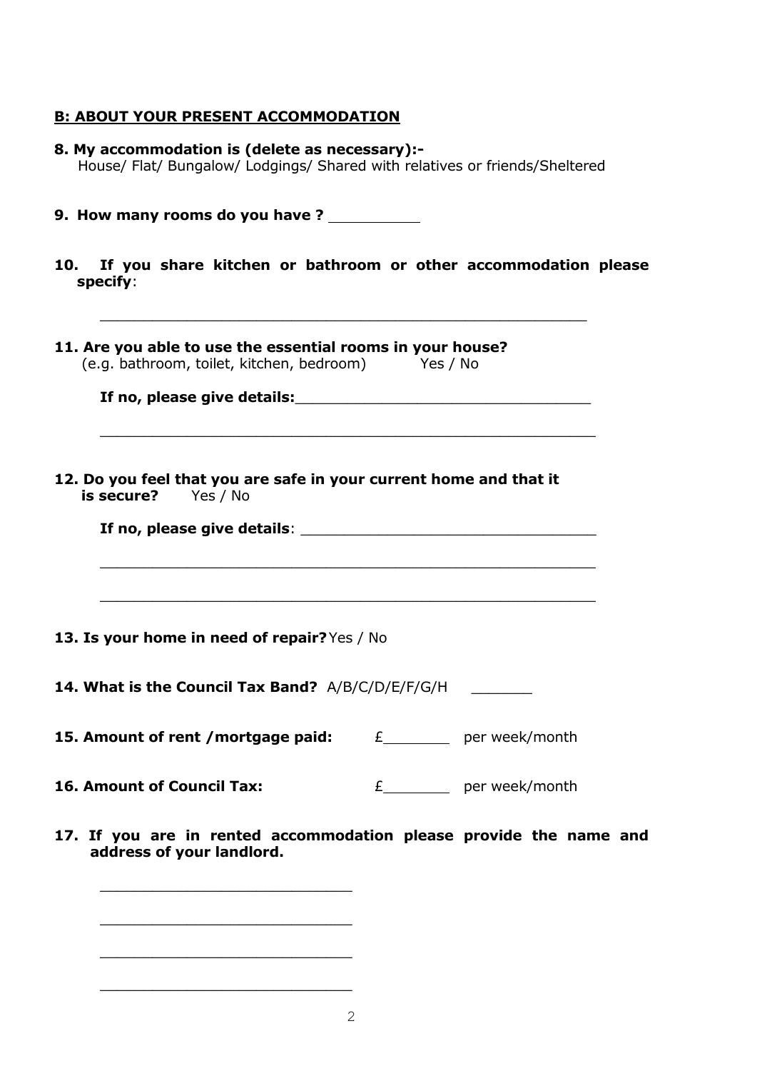## B: ABOUT YOUR PRESENT ACCOMMODATION

**8. My accommodation is (delete as necessary):-**
House/ Flat/ Bungalow/ Lodgings/ Shared with relatives or friends/Sheltered

**9. How many rooms do you have ?** __________

**10. If you share kitchen or bathroom or other accommodation please specify**:

_______________________________________________________

**11. Are you able to use the essential rooms in your house?**
(e.g. bathroom, toilet, kitchen, bedroom) Yes / No

**If no, please give details:**_________________________________

_______________________________________________________

**12. Do you feel that you are safe in your current home and that it is secure?** Yes / No

**If no, please give details**: _________________________________

_______________________________________________________

_______________________________________________________

**13. Is your home in need of repair?** Yes / No

**14. What is the Council Tax Band?** A/B/C/D/E/F/G/H _______

**15. Amount of rent /mortgage paid:** £________ per week/month

**16. Amount of Council Tax:** £________ per week/month

**17. If you are in rented accommodation please provide the name and address of your landlord.**

____________________________

____________________________

____________________________

____________________________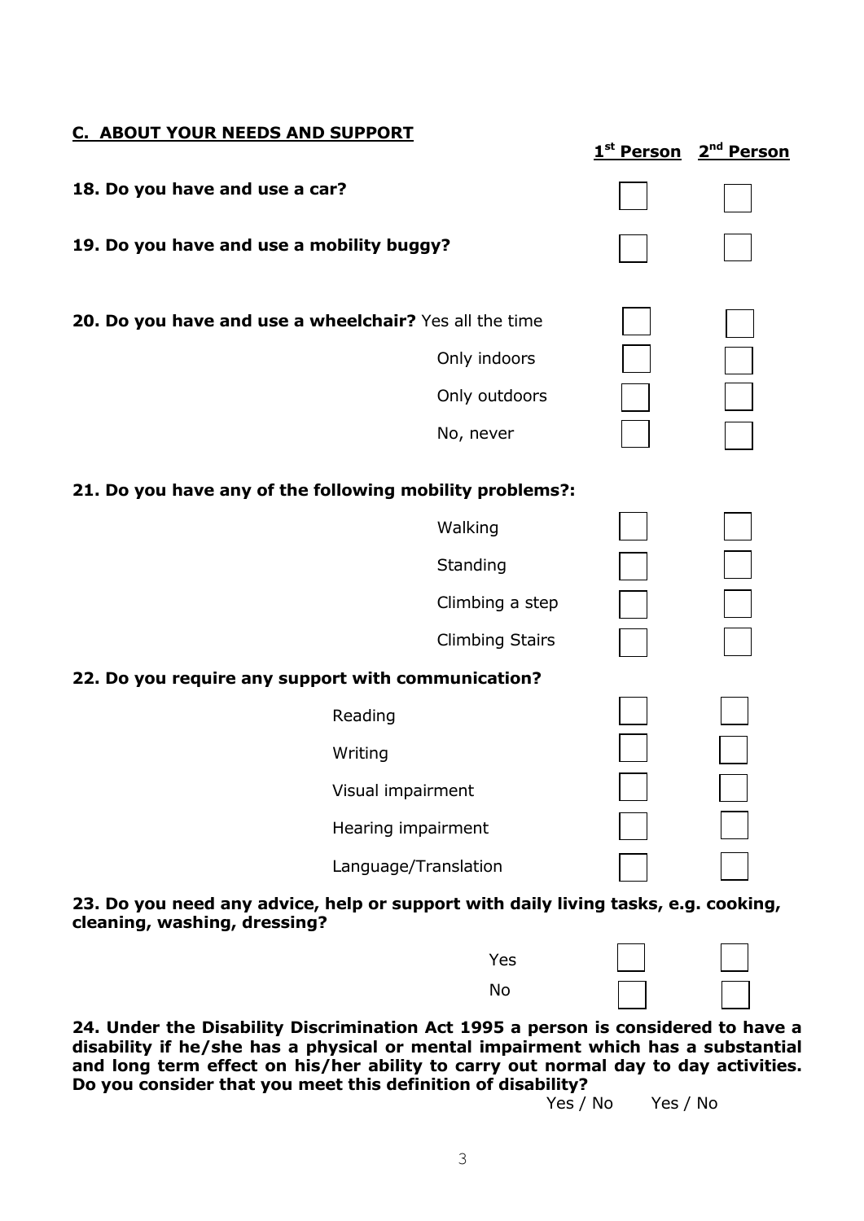## C. ABOUT YOUR NEEDS AND SUPPORT

| | | 1st Person | 2nd Person |
|---|---|---|---|
| **18. Do you have and use a car?** | | ☐ | ☐ |
| **19. Do you have and use a mobility buggy?** | | ☐ | ☐ |
| **20. Do you have and use a wheelchair?** | Yes all the time | ☐ | ☐ |
| | Only indoors | ☐ | ☐ |
| | Only outdoors | ☐ | ☐ |
| | No, never | ☐ | ☐ |
| **21. Do you have any of the following mobility problems?:** | | | |
| | Walking | ☐ | ☐ |
| | Standing | ☐ | ☐ |
| | Climbing a step | ☐ | ☐ |
| | Climbing Stairs | ☐ | ☐ |
| **22. Do you require any support with communication?** | | | |
| | Reading | ☐ | ☐ |
| | Writing | ☐ | ☐ |
| | Visual impairment | ☐ | ☐ |
| | Hearing impairment | ☐ | ☐ |
| | Language/Translation | ☐ | ☐ |

**23. Do you need any advice, help or support with daily living tasks, e.g. cooking, cleaning, washing, dressing?**

| | 1st Person | 2nd Person |
|---|---|---|
| Yes | ☐ | ☐ |
| No | ☐ | ☐ |

**24. Under the Disability Discrimination Act 1995 a person is considered to have a disability if he/she has a physical or mental impairment which has a substantial and long term effect on his/her ability to carry out normal day to day activities. Do you consider that you meet this definition of disability?**

| 1st Person | 2nd Person |
|---|---|
| Yes / No | Yes / No |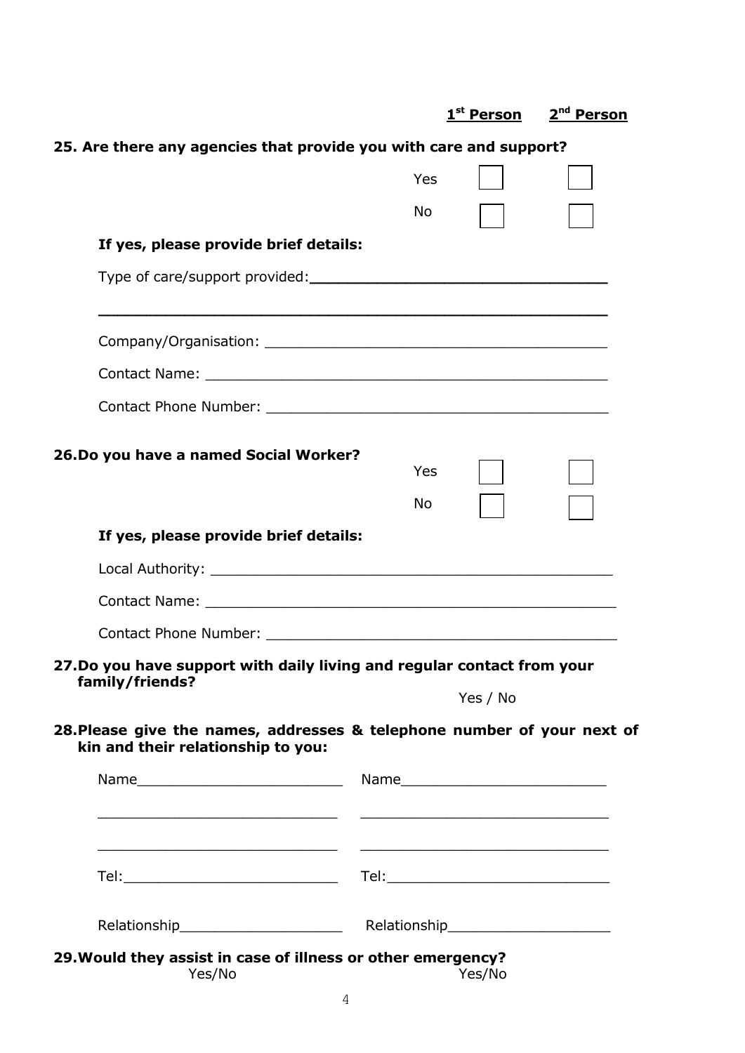| | | 1st Person | 2nd Person |
|---|---|---|---|
| **25. Are there any agencies that provide you with care and support?** | | | |
| | Yes | ☐ | ☐ |
| | No | ☐ | ☐ |

**If yes, please provide brief details:**

Type of care/support provided:________________________________

________________________________________________________

Company/Organisation: ________________________________________

Contact Name: ______________________________________________

Contact Phone Number: ________________________________________

| | | 1st Person | 2nd Person |
|---|---|---|---|
| **26. Do you have a named Social Worker?** | Yes | ☐ | ☐ |
| | No | ☐ | ☐ |

**If yes, please provide brief details:**

Local Authority: ______________________________________________

Contact Name: ______________________________________________

Contact Phone Number: ________________________________________

**27. Do you have support with daily living and regular contact from your family/friends?**

Yes / No

**28. Please give the names, addresses & telephone number of your next of kin and their relationship to you:**

| | |
|---|---|
| Name________________________ | Name________________________ |
| ____________________________ | ____________________________ |
| ____________________________ | ____________________________ |
| Tel:_________________________ | Tel:_________________________ |
| Relationship__________________ | Relationship__________________ |

**29. Would they assist in case of illness or other emergency?**

| | |
|---|---|
| Yes/No | Yes/No |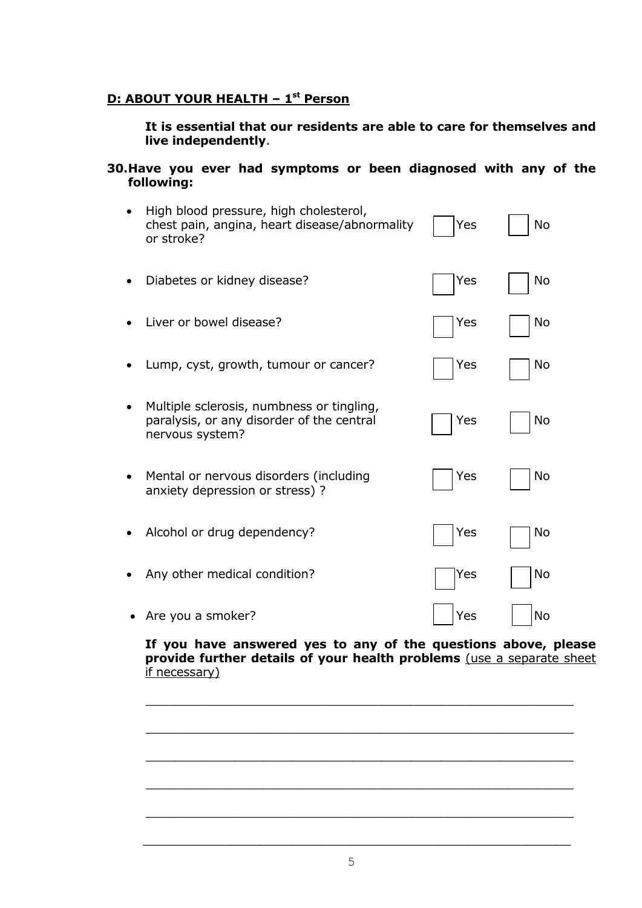## D: ABOUT YOUR HEALTH – 1st Person

**It is essential that our residents are able to care for themselves and live independently**.

**30. Have you ever had symptoms or been diagnosed with any of the following:**

- High blood pressure, high cholesterol, chest pain, angina, heart disease/abnormality or stroke? ☐ Yes ☐ No
- Diabetes or kidney disease? ☐ Yes ☐ No
- Liver or bowel disease? ☐ Yes ☐ No
- Lump, cyst, growth, tumour or cancer? ☐ Yes ☐ No
- Multiple sclerosis, numbness or tingling, paralysis, or any disorder of the central nervous system? ☐ Yes ☐ No
- Mental or nervous disorders (including anxiety depression or stress) ? ☐ Yes ☐ No
- Alcohol or drug dependency? ☐ Yes ☐ No
- Any other medical condition? ☐ Yes ☐ No
- Are you a smoker? ☐ Yes ☐ No

**If you have answered yes to any of the questions above, please provide further details of your health problems** (use a separate sheet if necessary)

\_\_\_\_\_\_\_\_\_\_\_\_\_\_\_\_\_\_\_\_\_\_\_\_\_\_\_\_\_\_\_\_\_\_\_\_\_\_\_\_\_\_\_\_\_\_\_\_\_\_\_\_\_\_\_\_

\_\_\_\_\_\_\_\_\_\_\_\_\_\_\_\_\_\_\_\_\_\_\_\_\_\_\_\_\_\_\_\_\_\_\_\_\_\_\_\_\_\_\_\_\_\_\_\_\_\_\_\_\_\_\_\_

\_\_\_\_\_\_\_\_\_\_\_\_\_\_\_\_\_\_\_\_\_\_\_\_\_\_\_\_\_\_\_\_\_\_\_\_\_\_\_\_\_\_\_\_\_\_\_\_\_\_\_\_\_\_\_\_

\_\_\_\_\_\_\_\_\_\_\_\_\_\_\_\_\_\_\_\_\_\_\_\_\_\_\_\_\_\_\_\_\_\_\_\_\_\_\_\_\_\_\_\_\_\_\_\_\_\_\_\_\_\_\_\_

\_\_\_\_\_\_\_\_\_\_\_\_\_\_\_\_\_\_\_\_\_\_\_\_\_\_\_\_\_\_\_\_\_\_\_\_\_\_\_\_\_\_\_\_\_\_\_\_\_\_\_\_\_\_\_\_

\_\_\_\_\_\_\_\_\_\_\_\_\_\_\_\_\_\_\_\_\_\_\_\_\_\_\_\_\_\_\_\_\_\_\_\_\_\_\_\_\_\_\_\_\_\_\_\_\_\_\_\_\_\_\_\_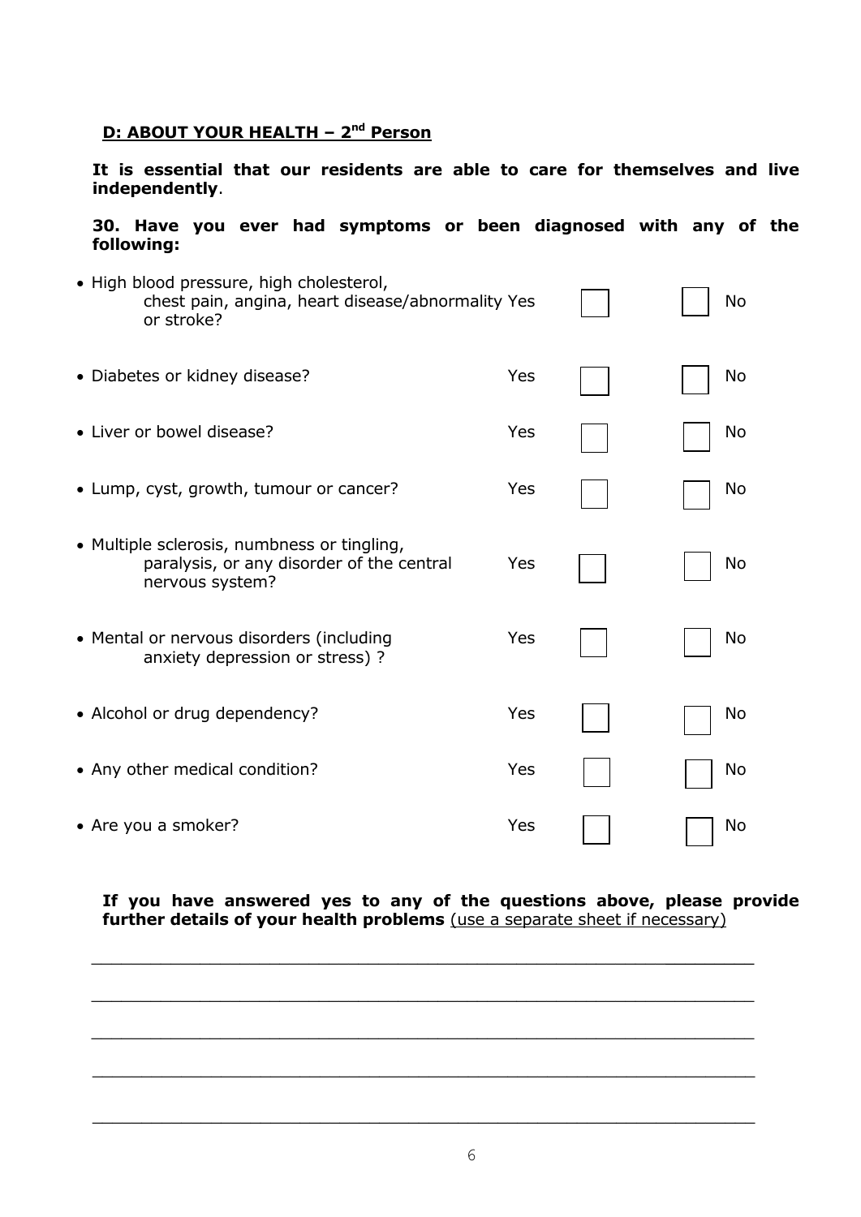## D: ABOUT YOUR HEALTH – 2nd Person

**It is essential that our residents are able to care for themselves and live independently**.

**30. Have you ever had symptoms or been diagnosed with any of the following:**

| | Yes | | No |
|---|---|---|---|
| • High blood pressure, high cholesterol, chest pain, angina, heart disease/abnormality or stroke? | Yes | ☐ | ☐ No |
| • Diabetes or kidney disease? | Yes | ☐ | ☐ No |
| • Liver or bowel disease? | Yes | ☐ | ☐ No |
| • Lump, cyst, growth, tumour or cancer? | Yes | ☐ | ☐ No |
| • Multiple sclerosis, numbness or tingling, paralysis, or any disorder of the central nervous system? | Yes | ☐ | ☐ No |
| • Mental or nervous disorders (including anxiety depression or stress) ? | Yes | ☐ | ☐ No |
| • Alcohol or drug dependency? | Yes | ☐ | ☐ No |
| • Any other medical condition? | Yes | ☐ | ☐ No |
| • Are you a smoker? | Yes | ☐ | ☐ No |

**If you have answered yes to any of the questions above, please provide further details of your health problems** (use a separate sheet if necessary)

\_\_\_\_\_\_\_\_\_\_\_\_\_\_\_\_\_\_\_\_\_\_\_\_\_\_\_\_\_\_\_\_\_\_\_\_\_\_\_\_\_\_\_\_\_\_\_\_\_\_\_\_\_\_\_\_\_\_\_\_\_\_

\_\_\_\_\_\_\_\_\_\_\_\_\_\_\_\_\_\_\_\_\_\_\_\_\_\_\_\_\_\_\_\_\_\_\_\_\_\_\_\_\_\_\_\_\_\_\_\_\_\_\_\_\_\_\_\_\_\_\_\_\_\_

\_\_\_\_\_\_\_\_\_\_\_\_\_\_\_\_\_\_\_\_\_\_\_\_\_\_\_\_\_\_\_\_\_\_\_\_\_\_\_\_\_\_\_\_\_\_\_\_\_\_\_\_\_\_\_\_\_\_\_\_\_\_

\_\_\_\_\_\_\_\_\_\_\_\_\_\_\_\_\_\_\_\_\_\_\_\_\_\_\_\_\_\_\_\_\_\_\_\_\_\_\_\_\_\_\_\_\_\_\_\_\_\_\_\_\_\_\_\_\_\_\_\_\_\_

\_\_\_\_\_\_\_\_\_\_\_\_\_\_\_\_\_\_\_\_\_\_\_\_\_\_\_\_\_\_\_\_\_\_\_\_\_\_\_\_\_\_\_\_\_\_\_\_\_\_\_\_\_\_\_\_\_\_\_\_\_\_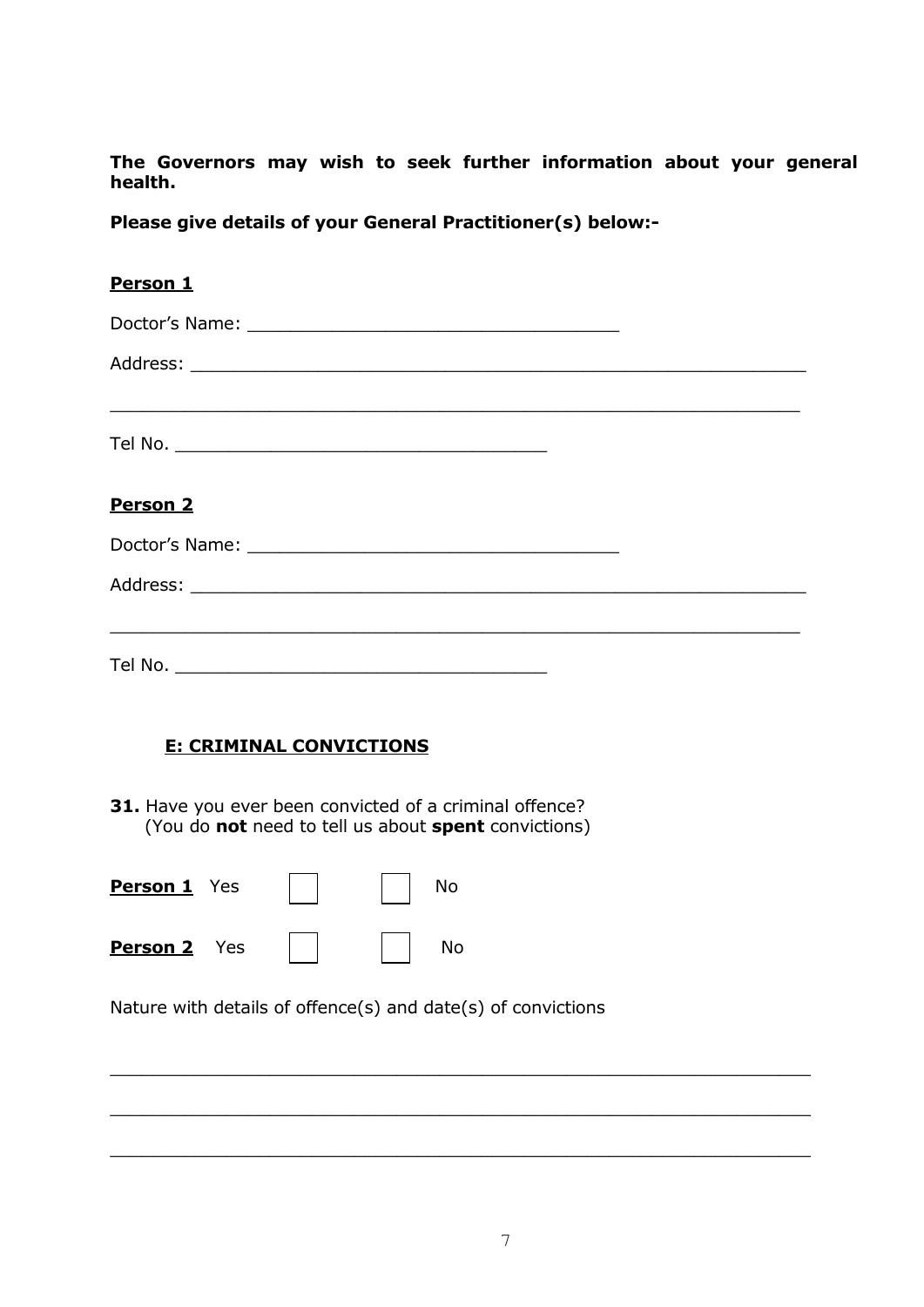**The Governors may wish to seek further information about your general health.**

**Please give details of your General Practitioner(s) below:-**

**Person 1**

Doctor's Name: ___________________________________

Address: ___________________________________________________________

___________________________________________________________________

Tel No. ___________________________________

**Person 2**

Doctor's Name: ___________________________________

Address: ___________________________________________________________

___________________________________________________________________

Tel No. ___________________________________

## E: CRIMINAL CONVICTIONS

**31.** Have you ever been convicted of a criminal offence?
(You do **not** need to tell us about **spent** convictions)

**Person 1** Yes ☐ ☐ No

**Person 2** Yes ☐ ☐ No

Nature with details of offence(s) and date(s) of convictions

___________________________________________________________________

___________________________________________________________________

___________________________________________________________________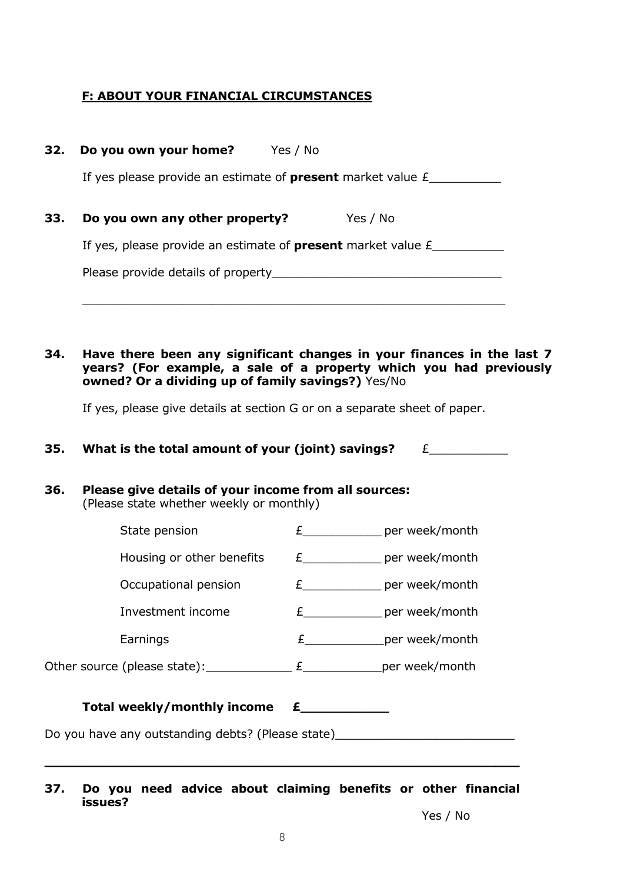## F: ABOUT YOUR FINANCIAL CIRCUMSTANCES

**32. Do you own your home?** Yes / No

If yes please provide an estimate of **present** market value £__________

**33. Do you own any other property?** Yes / No

If yes, please provide an estimate of **present** market value £__________

Please provide details of property________________________________

____________________________________________________________

**34. Have there been any significant changes in your finances in the last 7 years? (For example, a sale of a property which you had previously owned? Or a dividing up of family savings?)** Yes/No

If yes, please give details at section G or on a separate sheet of paper.

**35. What is the total amount of your (joint) savings?** £___________

**36. Please give details of your income from all sources:**
(Please state whether weekly or monthly)

State pension £___________ per week/month

Housing or other benefits £___________ per week/month

Occupational pension £___________ per week/month

Investment income £___________ per week/month

Earnings £___________per week/month

Other source (please state):____________ £___________per week/month

**Total weekly/monthly income £___________**

Do you have any outstanding debts? (Please state)_________________________

____________________________________________________________

**37. Do you need advice about claiming benefits or other financial issues?**

Yes / No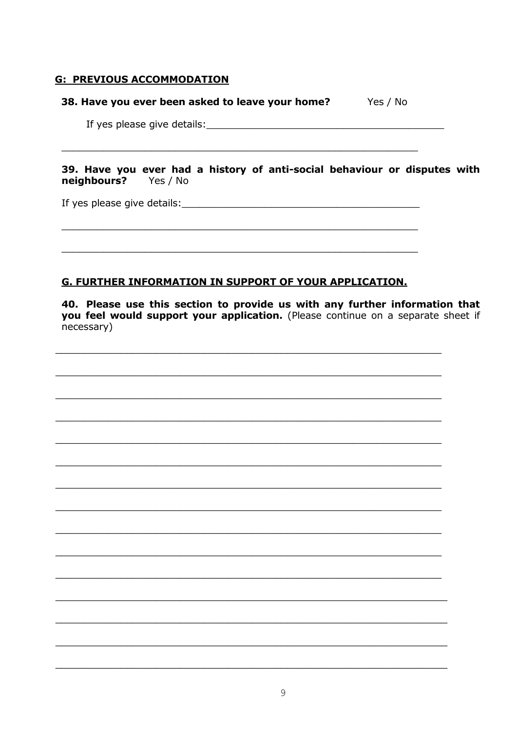## G: PREVIOUS ACCOMMODATION

**38. Have you ever been asked to leave your home?** Yes / No

If yes please give details:________________________________________

_____________________________________________________________

**39. Have you ever had a history of anti-social behaviour or disputes with neighbours?** Yes / No

If yes please give details:________________________________________

_____________________________________________________________

_____________________________________________________________

## G. FURTHER INFORMATION IN SUPPORT OF YOUR APPLICATION.

**40. Please use this section to provide us with any further information that you feel would support your application.** (Please continue on a separate sheet if necessary)

_____________________________________________________________

_____________________________________________________________

_____________________________________________________________

_____________________________________________________________

_____________________________________________________________

_____________________________________________________________

_____________________________________________________________

_____________________________________________________________

_____________________________________________________________

_____________________________________________________________

_____________________________________________________________

_____________________________________________________________

_____________________________________________________________

_____________________________________________________________

_____________________________________________________________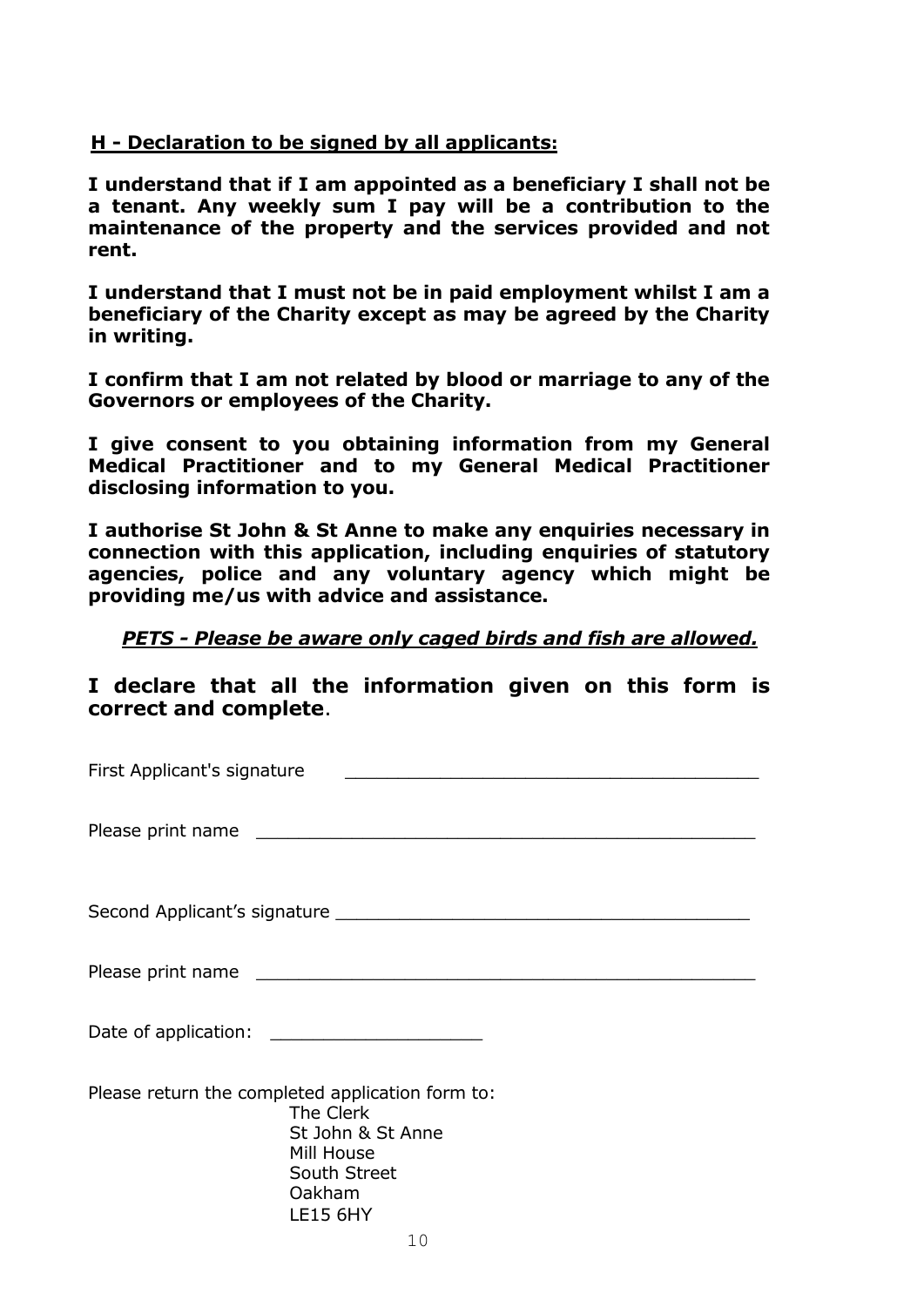## H - Declaration to be signed by all applicants:

**I understand that if I am appointed as a beneficiary I shall not be a tenant. Any weekly sum I pay will be a contribution to the maintenance of the property and the services provided and not rent.**

**I understand that I must not be in paid employment whilst I am a beneficiary of the Charity except as may be agreed by the Charity in writing.**

**I confirm that I am not related by blood or marriage to any of the Governors or employees of the Charity.**

**I give consent to you obtaining information from my General Medical Practitioner and to my General Medical Practitioner disclosing information to you.**

**I authorise St John & St Anne to make any enquiries necessary in connection with this application, including enquiries of statutory agencies, police and any voluntary agency which might be providing me/us with advice and assistance.**

***PETS - Please be aware only caged birds and fish are allowed.***

**I declare that all the information given on this form is correct and complete**.

First Applicant's signature ________________________________________

Please print name ________________________________________________

Second Applicant's signature ________________________________________

Please print name ________________________________________________

Date of application: ____________________

Please return the completed application form to:

The Clerk
St John & St Anne
Mill House
South Street
Oakham
LE15 6HY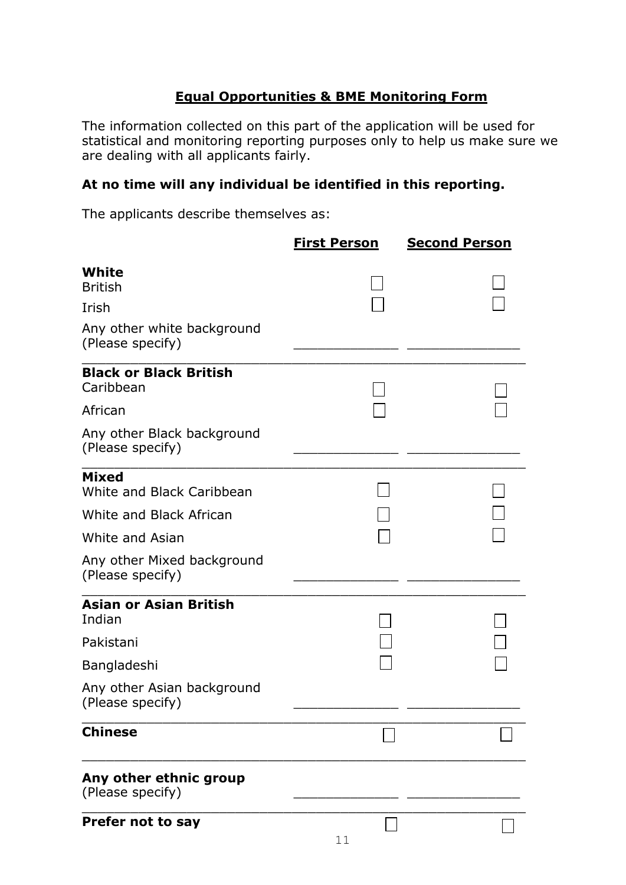## **Equal Opportunities & BME Monitoring Form**

The information collected on this part of the application will be used for statistical and monitoring reporting purposes only to help us make sure we are dealing with all applicants fairly.

**At no time will any individual be identified in this reporting.**

The applicants describe themselves as:

| | **First Person** | **Second Person** |
|---|---|---|
| **White** | | |
| British | ☐ | ☐ |
| Irish | ☐ | ☐ |
| Any other white background (Please specify) | ____________ | ____________ |
| **Black or Black British** | | |
| Caribbean | ☐ | ☐ |
| African | ☐ | ☐ |
| Any other Black background (Please specify) | ____________ | ____________ |
| **Mixed** | | |
| White and Black Caribbean | ☐ | ☐ |
| White and Black African | ☐ | ☐ |
| White and Asian | ☐ | ☐ |
| Any other Mixed background (Please specify) | ____________ | ____________ |
| **Asian or Asian British** | | |
| Indian | ☐ | ☐ |
| Pakistani | ☐ | ☐ |
| Bangladeshi | ☐ | ☐ |
| Any other Asian background (Please specify) | ____________ | ____________ |
| **Chinese** | ☐ | ☐ |
| **Any other ethnic group** (Please specify) | ____________ | ____________ |
| **Prefer not to say** | ☐ | ☐ |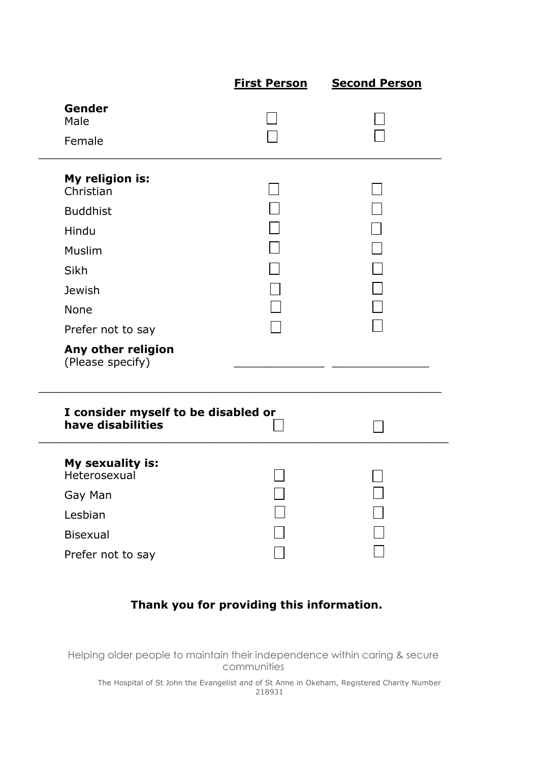| | **First Person** | **Second Person** |
|---|---|---|
| **Gender** | | |
| Male | ☐ | ☐ |
| Female | ☐ | ☐ |
| **My religion is:** | | |
| Christian | ☐ | ☐ |
| Buddhist | ☐ | ☐ |
| Hindu | ☐ | ☐ |
| Muslim | ☐ | ☐ |
| Sikh | ☐ | ☐ |
| Jewish | ☐ | ☐ |
| None | ☐ | ☐ |
| Prefer not to say | ☐ | ☐ |
| **Any other religion** (Please specify) | ____________ | _____________ |
| **I consider myself to be disabled or have disabilities** | ☐ | ☐ |
| **My sexuality is:** | | |
| Heterosexual | ☐ | ☐ |
| Gay Man | ☐ | ☐ |
| Lesbian | ☐ | ☐ |
| Bisexual | ☐ | ☐ |
| Prefer not to say | ☐ | ☐ |

**Thank you for providing this information.**

Helping older people to maintain their independence within caring & secure communities

The Hospital of St John the Evangelist and of St Anne in Okeham, Registered Charity Number 218931